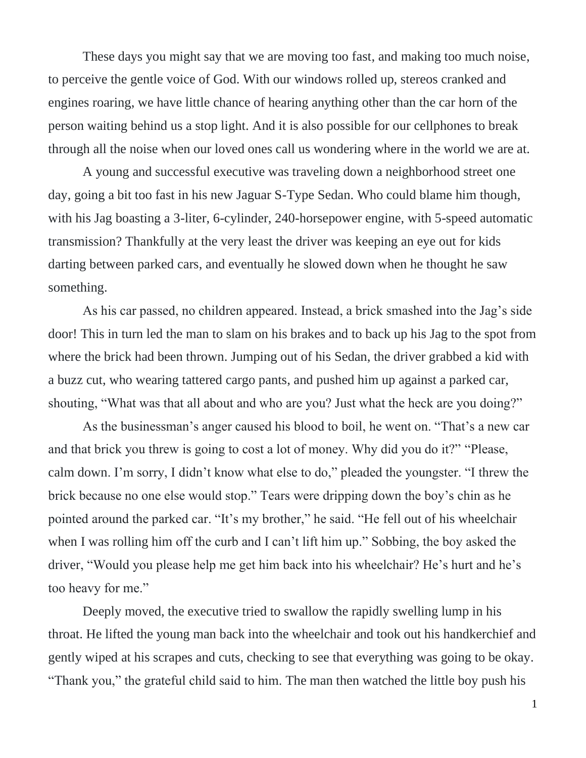These days you might say that we are moving too fast, and making too much noise, to perceive the gentle voice of God. With our windows rolled up, stereos cranked and engines roaring, we have little chance of hearing anything other than the car horn of the person waiting behind us a stop light. And it is also possible for our cellphones to break through all the noise when our loved ones call us wondering where in the world we are at.

A young and successful executive was traveling down a neighborhood street one day, going a bit too fast in his new Jaguar S-Type Sedan. Who could blame him though, with his Jag boasting a 3-liter, 6-cylinder, 240-horsepower engine, with 5-speed automatic transmission? Thankfully at the very least the driver was keeping an eye out for kids darting between parked cars, and eventually he slowed down when he thought he saw something.

As his car passed, no children appeared. Instead, a brick smashed into the Jag's side door! This in turn led the man to slam on his brakes and to back up his Jag to the spot from where the brick had been thrown. Jumping out of his Sedan, the driver grabbed a kid with a buzz cut, who wearing tattered cargo pants, and pushed him up against a parked car, shouting, "What was that all about and who are you? Just what the heck are you doing?"

As the businessman's anger caused his blood to boil, he went on. "That's a new car and that brick you threw is going to cost a lot of money. Why did you do it?" "Please, calm down. I'm sorry, I didn't know what else to do," pleaded the youngster. "I threw the brick because no one else would stop." Tears were dripping down the boy's chin as he pointed around the parked car. "It's my brother," he said. "He fell out of his wheelchair when I was rolling him off the curb and I can't lift him up." Sobbing, the boy asked the driver, "Would you please help me get him back into his wheelchair? He's hurt and he's too heavy for me."

Deeply moved, the executive tried to swallow the rapidly swelling lump in his throat. He lifted the young man back into the wheelchair and took out his handkerchief and gently wiped at his scrapes and cuts, checking to see that everything was going to be okay. "Thank you," the grateful child said to him. The man then watched the little boy push his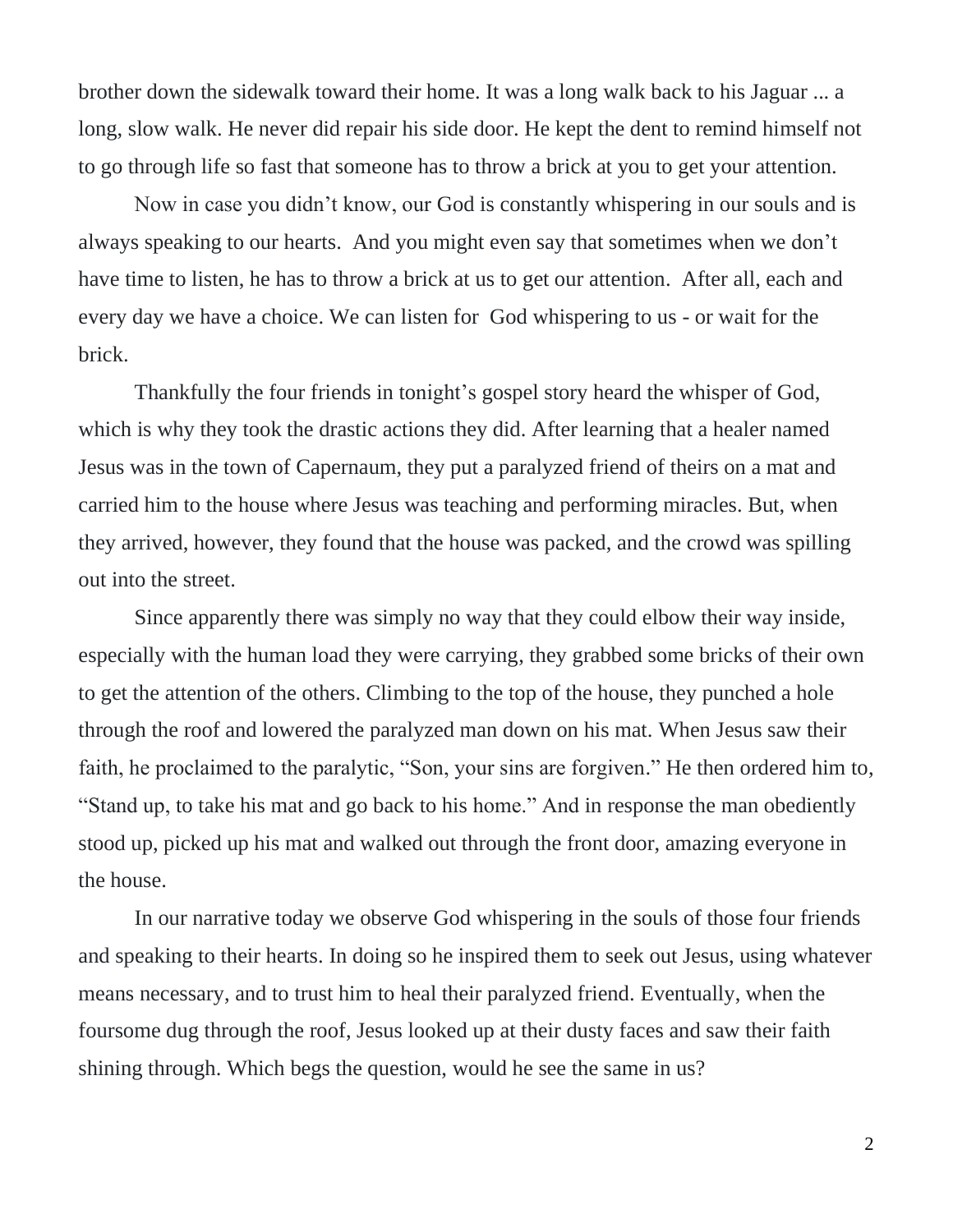brother down the sidewalk toward their home. It was a long walk back to his Jaguar ... a long, slow walk. He never did repair his side door. He kept the dent to remind himself not to go through life so fast that someone has to throw a brick at you to get your attention.

Now in case you didn't know, our God is constantly whispering in our souls and is always speaking to our hearts. And you might even say that sometimes when we don't have time to listen, he has to throw a brick at us to get our attention. After all, each and every day we have a choice. We can listen for God whispering to us - or wait for the brick.

Thankfully the four friends in tonight's gospel story heard the whisper of God, which is why they took the drastic actions they did. After learning that a healer named Jesus was in the town of Capernaum, they put a paralyzed friend of theirs on a mat and carried him to the house where Jesus was teaching and performing miracles. But, when they arrived, however, they found that the house was packed, and the crowd was spilling out into the street.

Since apparently there was simply no way that they could elbow their way inside, especially with the human load they were carrying, they grabbed some bricks of their own to get the attention of the others. Climbing to the top of the house, they punched a hole through the roof and lowered the paralyzed man down on his mat. When Jesus saw their faith, he proclaimed to the paralytic, "Son, your sins are forgiven." He then ordered him to, "Stand up, to take his mat and go back to his home." And in response the man obediently stood up, picked up his mat and walked out through the front door, amazing everyone in the house.

In our narrative today we observe God whispering in the souls of those four friends and speaking to their hearts. In doing so he inspired them to seek out Jesus, using whatever means necessary, and to trust him to heal their paralyzed friend. Eventually, when the foursome dug through the roof, Jesus looked up at their dusty faces and saw their faith shining through. Which begs the question, would he see the same in us?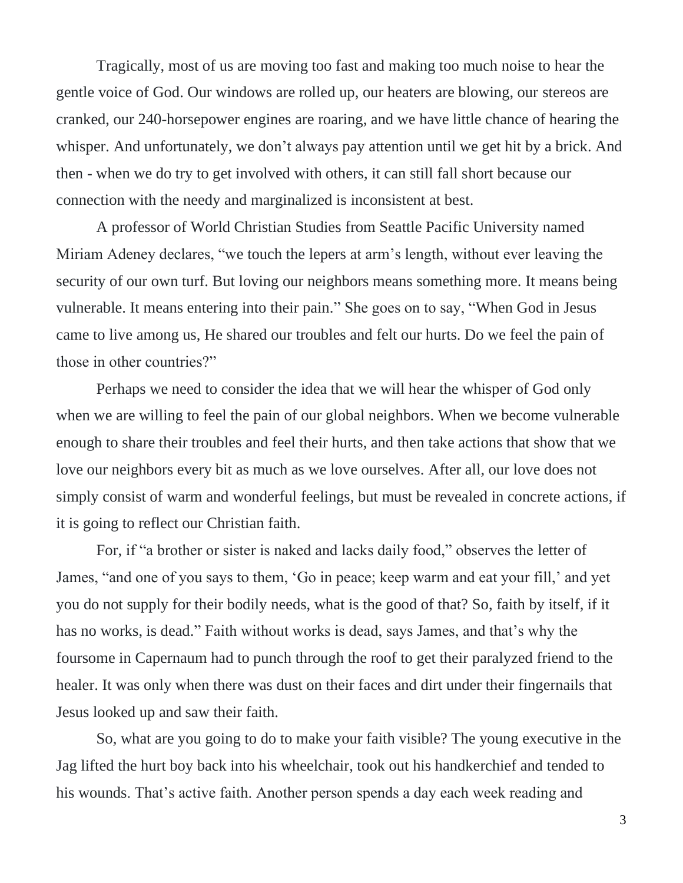Tragically, most of us are moving too fast and making too much noise to hear the gentle voice of God. Our windows are rolled up, our heaters are blowing, our stereos are cranked, our 240-horsepower engines are roaring, and we have little chance of hearing the whisper. And unfortunately, we don't always pay attention until we get hit by a brick. And then - when we do try to get involved with others, it can still fall short because our connection with the needy and marginalized is inconsistent at best.

A professor of World Christian Studies from Seattle Pacific University named Miriam Adeney declares, "we touch the lepers at arm's length, without ever leaving the security of our own turf. But loving our neighbors means something more. It means being vulnerable. It means entering into their pain." She goes on to say, "When God in Jesus came to live among us, He shared our troubles and felt our hurts. Do we feel the pain of those in other countries?"

Perhaps we need to consider the idea that we will hear the whisper of God only when we are willing to feel the pain of our global neighbors. When we become vulnerable enough to share their troubles and feel their hurts, and then take actions that show that we love our neighbors every bit as much as we love ourselves. After all, our love does not simply consist of warm and wonderful feelings, but must be revealed in concrete actions, if it is going to reflect our Christian faith.

For, if "a brother or sister is naked and lacks daily food," observes the letter of James, "and one of you says to them, 'Go in peace; keep warm and eat your fill,' and yet you do not supply for their bodily needs, what is the good of that? So, faith by itself, if it has no works, is dead." Faith without works is dead, says James, and that's why the foursome in Capernaum had to punch through the roof to get their paralyzed friend to the healer. It was only when there was dust on their faces and dirt under their fingernails that Jesus looked up and saw their faith.

So, what are you going to do to make your faith visible? The young executive in the Jag lifted the hurt boy back into his wheelchair, took out his handkerchief and tended to his wounds. That's active faith. Another person spends a day each week reading and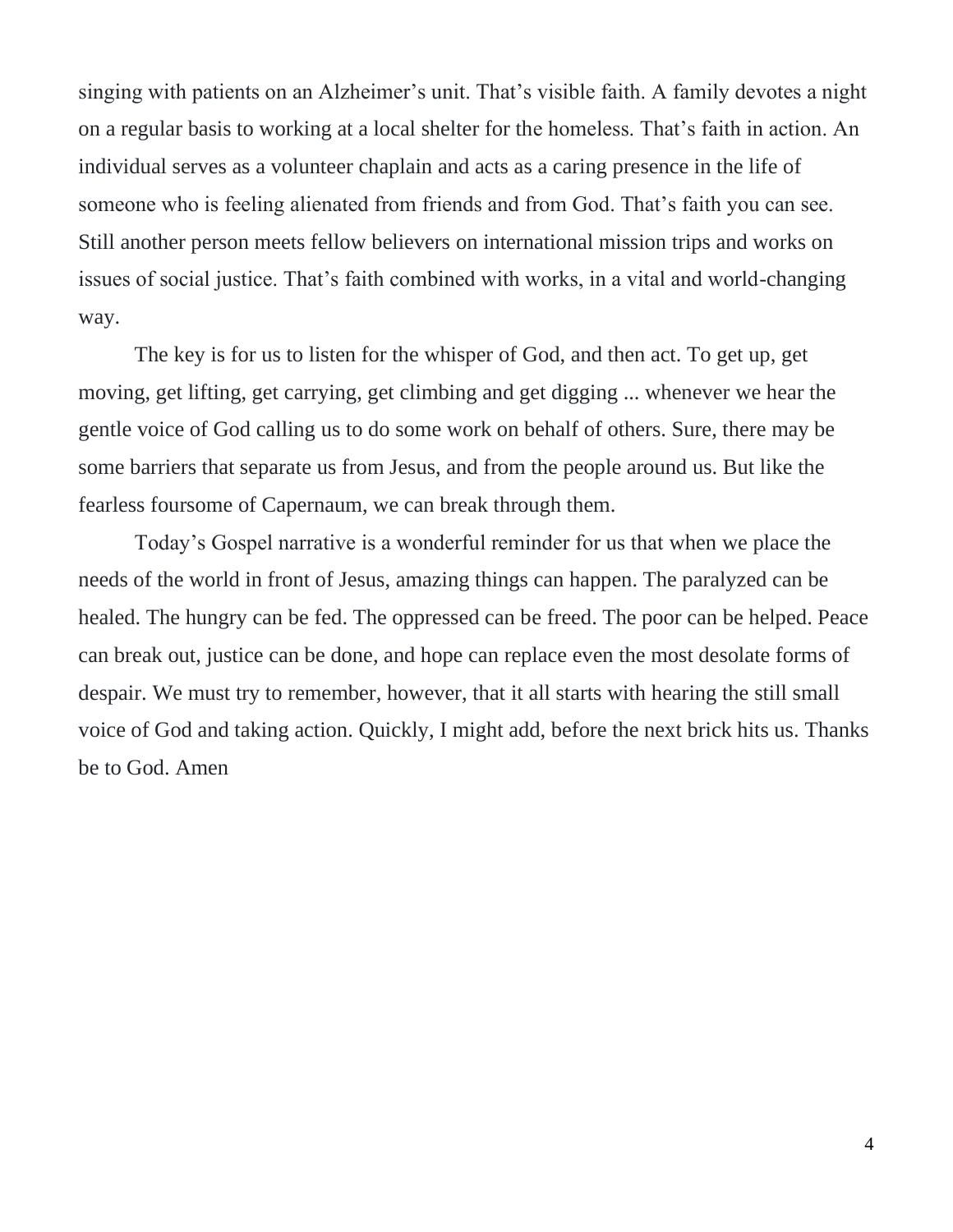singing with patients on an Alzheimer's unit. That's visible faith. A family devotes a night on a regular basis to working at a local shelter for the homeless. That's faith in action. An individual serves as a volunteer chaplain and acts as a caring presence in the life of someone who is feeling alienated from friends and from God. That's faith you can see. Still another person meets fellow believers on international mission trips and works on issues of social justice. That's faith combined with works, in a vital and world-changing way.

The key is for us to listen for the whisper of God, and then act. To get up, get moving, get lifting, get carrying, get climbing and get digging ... whenever we hear the gentle voice of God calling us to do some work on behalf of others. Sure, there may be some barriers that separate us from Jesus, and from the people around us. But like the fearless foursome of Capernaum, we can break through them.

Today's Gospel narrative is a wonderful reminder for us that when we place the needs of the world in front of Jesus, amazing things can happen. The paralyzed can be healed. The hungry can be fed. The oppressed can be freed. The poor can be helped. Peace can break out, justice can be done, and hope can replace even the most desolate forms of despair. We must try to remember, however, that it all starts with hearing the still small voice of God and taking action. Quickly, I might add, before the next brick hits us. Thanks be to God. Amen